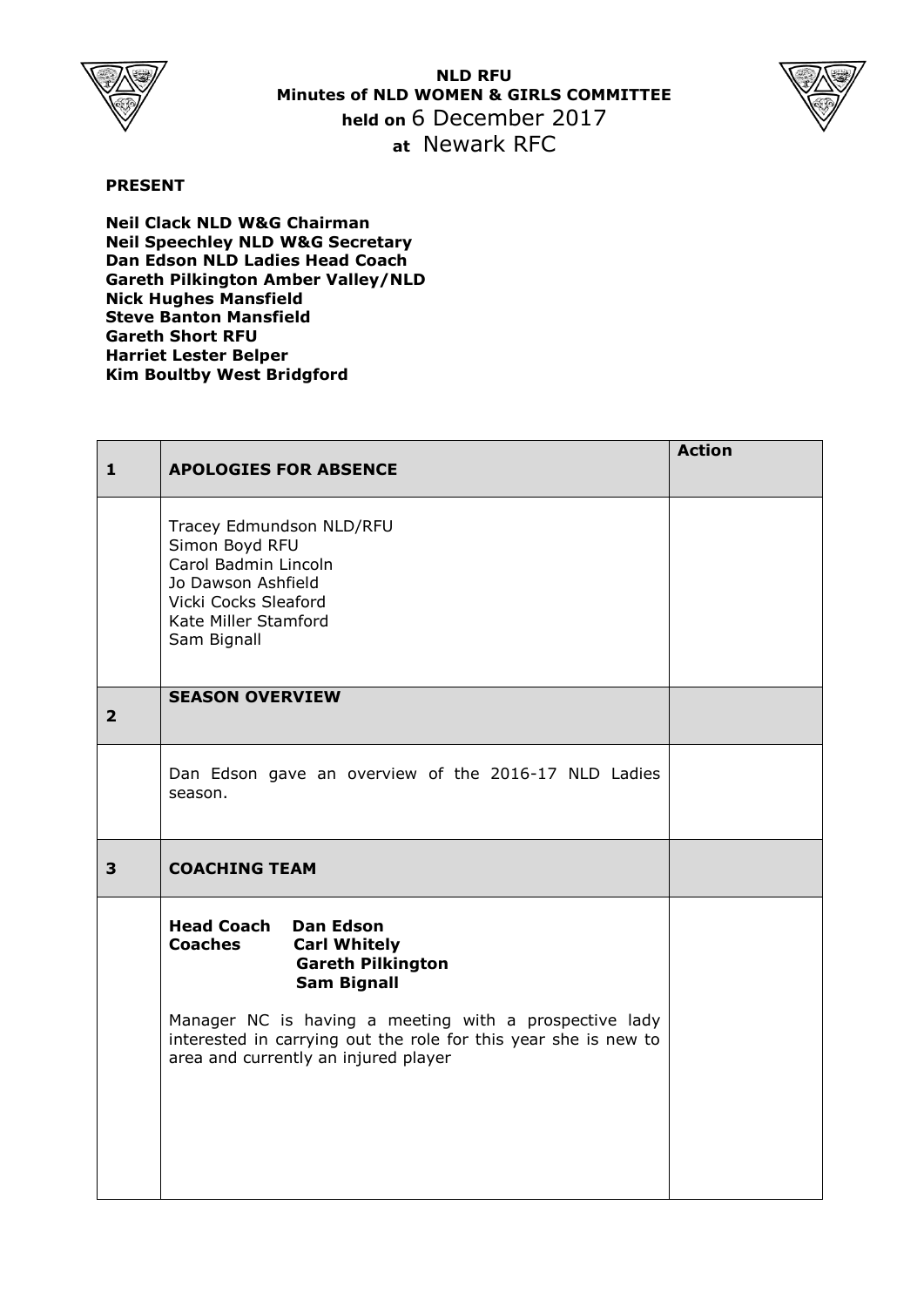**NLD RFU**
**Minutes of NLD WOMEN & GIRLS COMMITTEE**
**held on** 6 December 2017
**at** Newark RFC

**PRESENT**

**Neil Clack NLD W&G Chairman**
**Neil Speechley NLD W&G Secretary**
**Dan Edson NLD Ladies Head Coach**
**Gareth Pilkington Amber Valley/NLD**
**Nick Hughes Mansfield**
**Steve Banton Mansfield**
**Gareth Short RFU**
**Harriet Lester Belper**
**Kim Boultby West Bridgford**

| | | Action |
|---|---|---|
| **1** | **APOLOGIES FOR ABSENCE** | |
| | Tracey Edmundson NLD/RFU<br>Simon Boyd RFU<br>Carol Badmin Lincoln<br>Jo Dawson Ashfield<br>Vicki Cocks Sleaford<br>Kate Miller Stamford<br>Sam Bignall | |
| **2** | **SEASON OVERVIEW** | |
| | Dan Edson gave an overview of the 2016-17 NLD Ladies season. | |
| **3** | **COACHING TEAM** | |
| | **Head Coach** **Dan Edson**<br>**Coaches** **Carl Whitely**<br>**Gareth Pilkington**<br>**Sam Bignall**<br><br>Manager NC is having a meeting with a prospective lady interested in carrying out the role for this year she is new to area and currently an injured player | |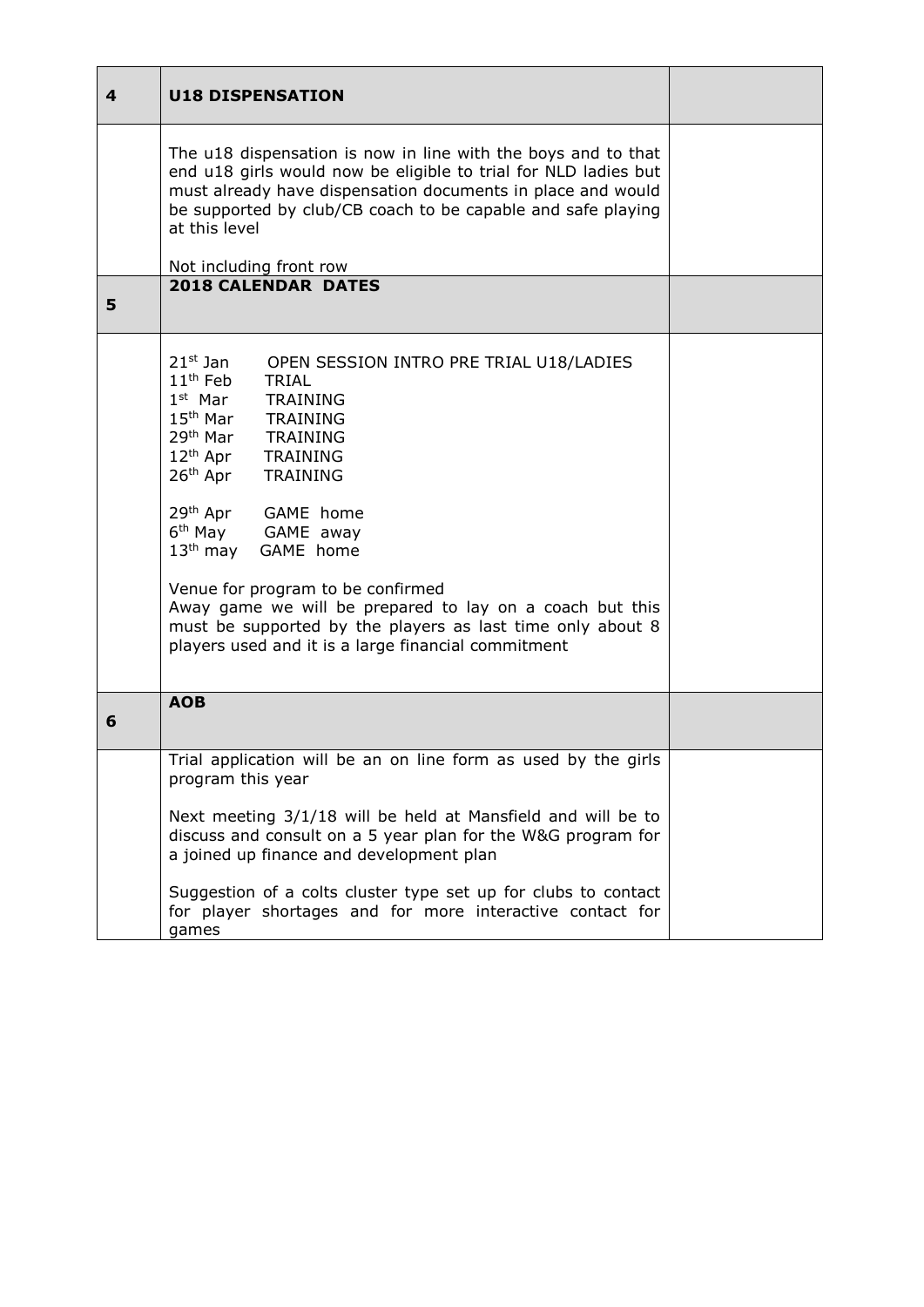| | | |
|---|---|---|
| **4** | **U18 DISPENSATION** | |
| | The u18 dispensation is now in line with the boys and to that end u18 girls would now be eligible to trial for NLD ladies but must already have dispensation documents in place and would be supported by club/CB coach to be capable and safe playing at this level<br><br>Not including front row | |
| **5** | **2018 CALENDAR DATES** | |
| | 21st Jan OPEN SESSION INTRO PRE TRIAL U18/LADIES<br>11th Feb TRIAL<br>1st Mar TRAINING<br>15th Mar TRAINING<br>29th Mar TRAINING<br>12th Apr TRAINING<br>26th Apr TRAINING<br><br>29th Apr GAME home<br>6th May GAME away<br>13th may GAME home<br><br>Venue for program to be confirmed<br>Away game we will be prepared to lay on a coach but this must be supported by the players as last time only about 8 players used and it is a large financial commitment | |
| **6** | **AOB** | |
| | Trial application will be an on line form as used by the girls program this year<br><br>Next meeting 3/1/18 will be held at Mansfield and will be to discuss and consult on a 5 year plan for the W&G program for a joined up finance and development plan<br><br>Suggestion of a colts cluster type set up for clubs to contact for player shortages and for more interactive contact for games | |